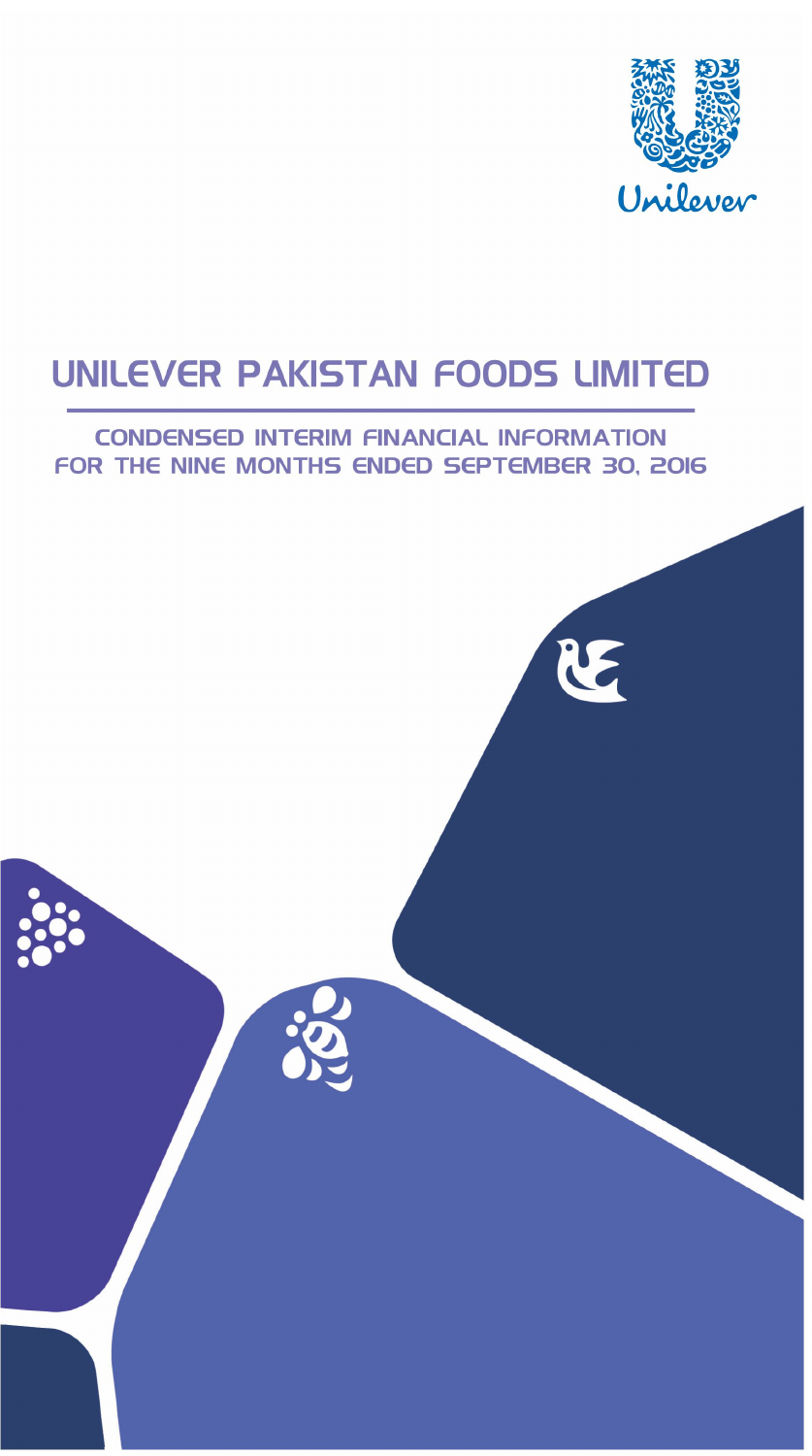Unilever

# UNILEVER PAKISTAN FOODS LIMITED

## CONDENSED INTERIM FINANCIAL INFORMATION FOR THE NINE MONTHS ENDED SEPTEMBER 30, 2016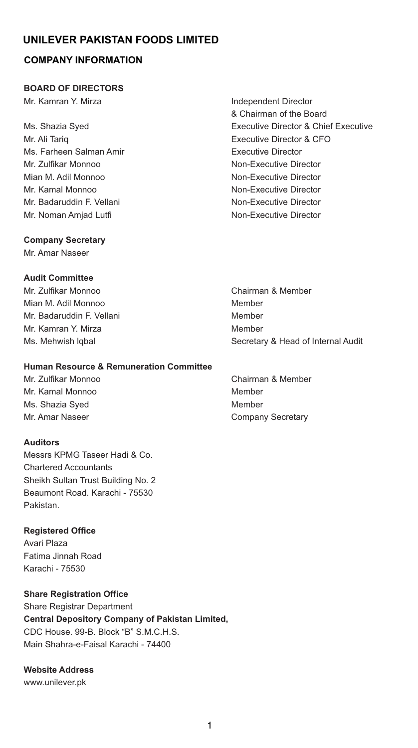# UNILEVER PAKISTAN FOODS LIMITED

## COMPANY INFORMATION

### BOARD OF DIRECTORS

| | |
|---|---|
| Mr. Kamran Y. Mirza | Independent Director & Chairman of the Board |
| Ms. Shazia Syed | Executive Director & Chief Executive |
| Mr. Ali Tariq | Executive Director & CFO |
| Ms. Farheen Salman Amir | Executive Director |
| Mr. Zulfikar Monnoo | Non-Executive Director |
| Mian M. Adil Monnoo | Non-Executive Director |
| Mr. Kamal Monnoo | Non-Executive Director |
| Mr. Badaruddin F. Vellani | Non-Executive Director |
| Mr. Noman Amjad Lutfi | Non-Executive Director |

**Company Secretary**

Mr. Amar Naseer

**Audit Committee**

| | |
|---|---|
| Mr. Zulfikar Monnoo | Chairman & Member |
| Mian M. Adil Monnoo | Member |
| Mr. Badaruddin F. Vellani | Member |
| Mr. Kamran Y. Mirza | Member |
| Ms. Mehwish Iqbal | Secretary & Head of Internal Audit |

**Human Resource & Remuneration Committee**

| | |
|---|---|
| Mr. Zulfikar Monnoo | Chairman & Member |
| Mr. Kamal Monnoo | Member |
| Ms. Shazia Syed | Member |
| Mr. Amar Naseer | Company Secretary |

**Auditors**

Messrs KPMG Taseer Hadi & Co.
Chartered Accountants
Sheikh Sultan Trust Building No. 2
Beaumont Road. Karachi - 75530
Pakistan.

**Registered Office**

Avari Plaza
Fatima Jinnah Road
Karachi - 75530

**Share Registration Office**

Share Registrar Department
**Central Depository Company of Pakistan Limited,**
CDC House. 99-B. Block "B" S.M.C.H.S.
Main Shahra-e-Faisal Karachi - 74400

**Website Address**

www.unilever.pk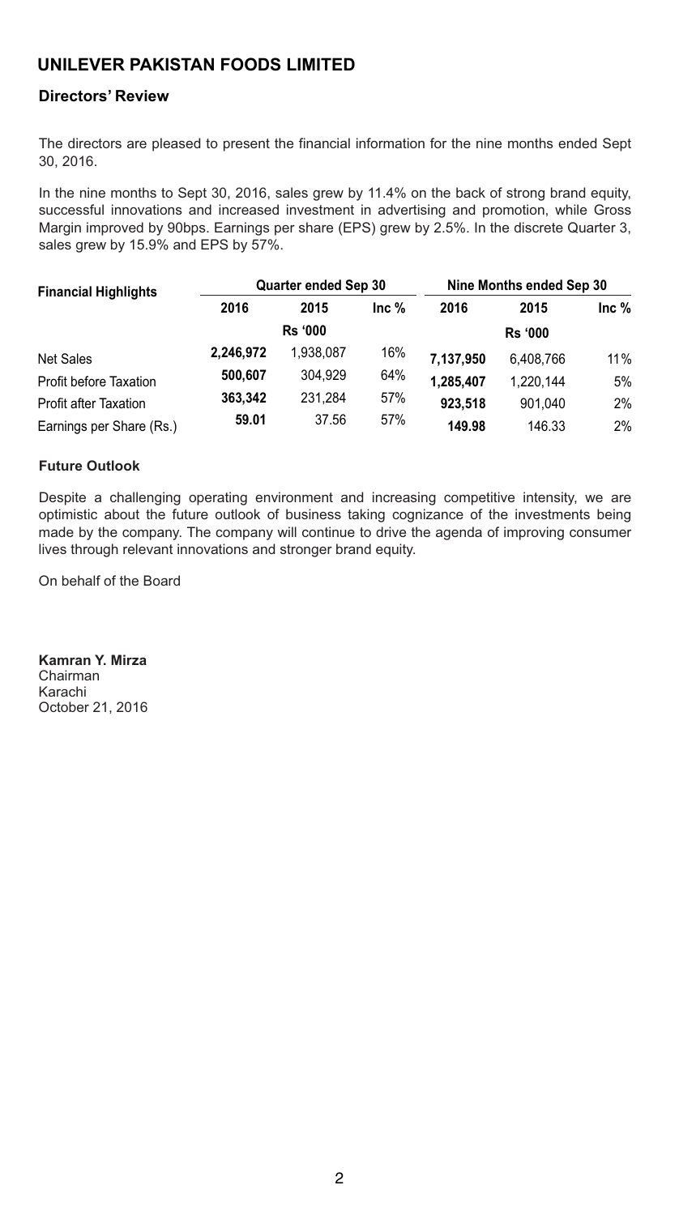# UNILEVER PAKISTAN FOODS LIMITED

## Directors' Review

The directors are pleased to present the financial information for the nine months ended Sept 30, 2016.

In the nine months to Sept 30, 2016, sales grew by 11.4% on the back of strong brand equity, successful innovations and increased investment in advertising and promotion, while Gross Margin improved by 90bps. Earnings per share (EPS) grew by 2.5%. In the discrete Quarter 3, sales grew by 15.9% and EPS by 57%.

| Financial Highlights | Quarter ended Sep 30 | | | Nine Months ended Sep 30 | | |
|---|---|---|---|---|---|---|
| | 2016 | 2015 | Inc % | 2016 | 2015 | Inc % |
| | Rs '000 | | | Rs '000 | | |
| Net Sales | **2,246,972** | 1,938,087 | 16% | **7,137,950** | 6,408,766 | 11% |
| Profit before Taxation | **500,607** | 304,929 | 64% | **1,285,407** | 1,220,144 | 5% |
| Profit after Taxation | **363,342** | 231,284 | 57% | **923,518** | 901,040 | 2% |
| Earnings per Share (Rs.) | **59.01** | 37.56 | 57% | **149.98** | 146.33 | 2% |

### Future Outlook

Despite a challenging operating environment and increasing competitive intensity, we are optimistic about the future outlook of business taking cognizance of the investments being made by the company. The company will continue to drive the agenda of improving consumer lives through relevant innovations and stronger brand equity.

On behalf of the Board

**Kamran Y. Mirza**
Chairman
Karachi
October 21, 2016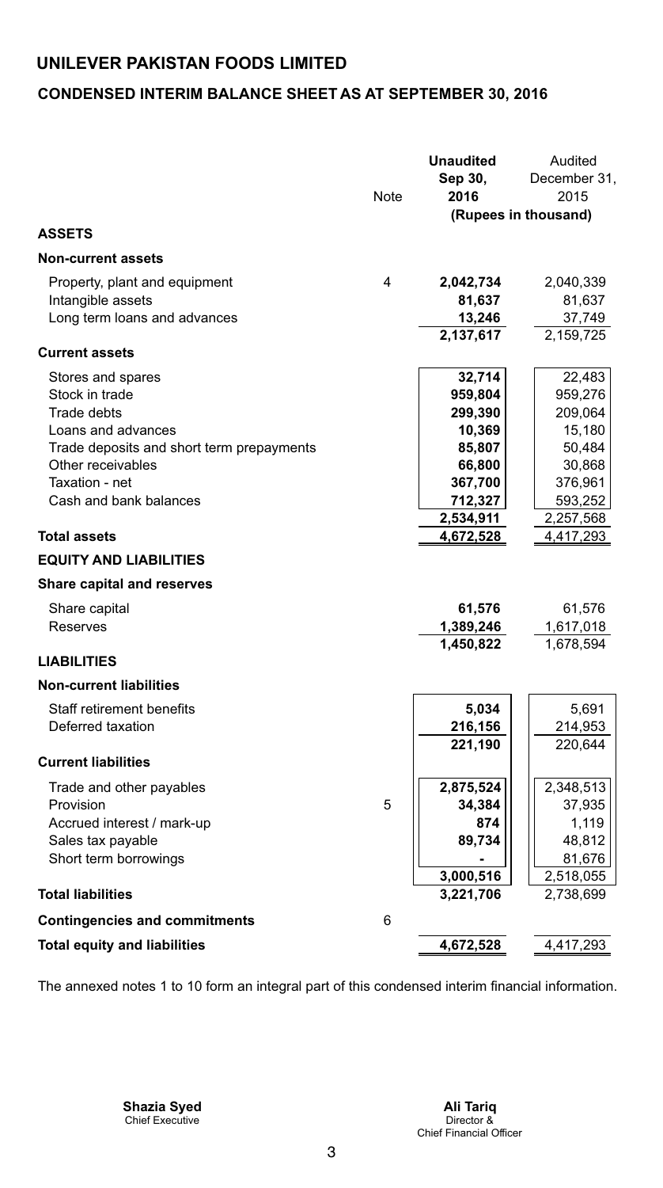# UNILEVER PAKISTAN FOODS LIMITED

## CONDENSED INTERIM BALANCE SHEET AS AT SEPTEMBER 30, 2016

| | Note | **Unaudited Sep 30, 2016** | Audited December 31, 2015 |
|---|---|---|---|
| | | **(Rupees in thousand)** | |
| **ASSETS** | | | |
| **Non-current assets** | | | |
| Property, plant and equipment | 4 | **2,042,734** | 2,040,339 |
| Intangible assets | | **81,637** | 81,637 |
| Long term loans and advances | | **13,246** | 37,749 |
| | | **2,137,617** | 2,159,725 |
| **Current assets** | | | |
| Stores and spares | | **32,714** | 22,483 |
| Stock in trade | | **959,804** | 959,276 |
| Trade debts | | **299,390** | 209,064 |
| Loans and advances | | **10,369** | 15,180 |
| Trade deposits and short term prepayments | | **85,807** | 50,484 |
| Other receivables | | **66,800** | 30,868 |
| Taxation - net | | **367,700** | 376,961 |
| Cash and bank balances | | **712,327** | 593,252 |
| | | **2,534,911** | 2,257,568 |
| **Total assets** | | **4,672,528** | 4,417,293 |
| **EQUITY AND LIABILITIES** | | | |
| **Share capital and reserves** | | | |
| Share capital | | **61,576** | 61,576 |
| Reserves | | **1,389,246** | 1,617,018 |
| | | **1,450,822** | 1,678,594 |
| **LIABILITIES** | | | |
| **Non-current liabilities** | | | |
| Staff retirement benefits | | **5,034** | 5,691 |
| Deferred taxation | | **216,156** | 214,953 |
| | | **221,190** | 220,644 |
| **Current liabilities** | | | |
| Trade and other payables | | **2,875,524** | 2,348,513 |
| Provision | 5 | **34,384** | 37,935 |
| Accrued interest / mark-up | | **874** | 1,119 |
| Sales tax payable | | **89,734** | 48,812 |
| Short term borrowings | | **-** | 81,676 |
| | | **3,000,516** | 2,518,055 |
| **Total liabilities** | | **3,221,706** | 2,738,699 |
| **Contingencies and commitments** | 6 | | |
| **Total equity and liabilities** | | **4,672,528** | 4,417,293 |

The annexed notes 1 to 10 form an integral part of this condensed interim financial information.

**Shazia Syed**
Chief Executive

**Ali Tariq**
Director &
Chief Financial Officer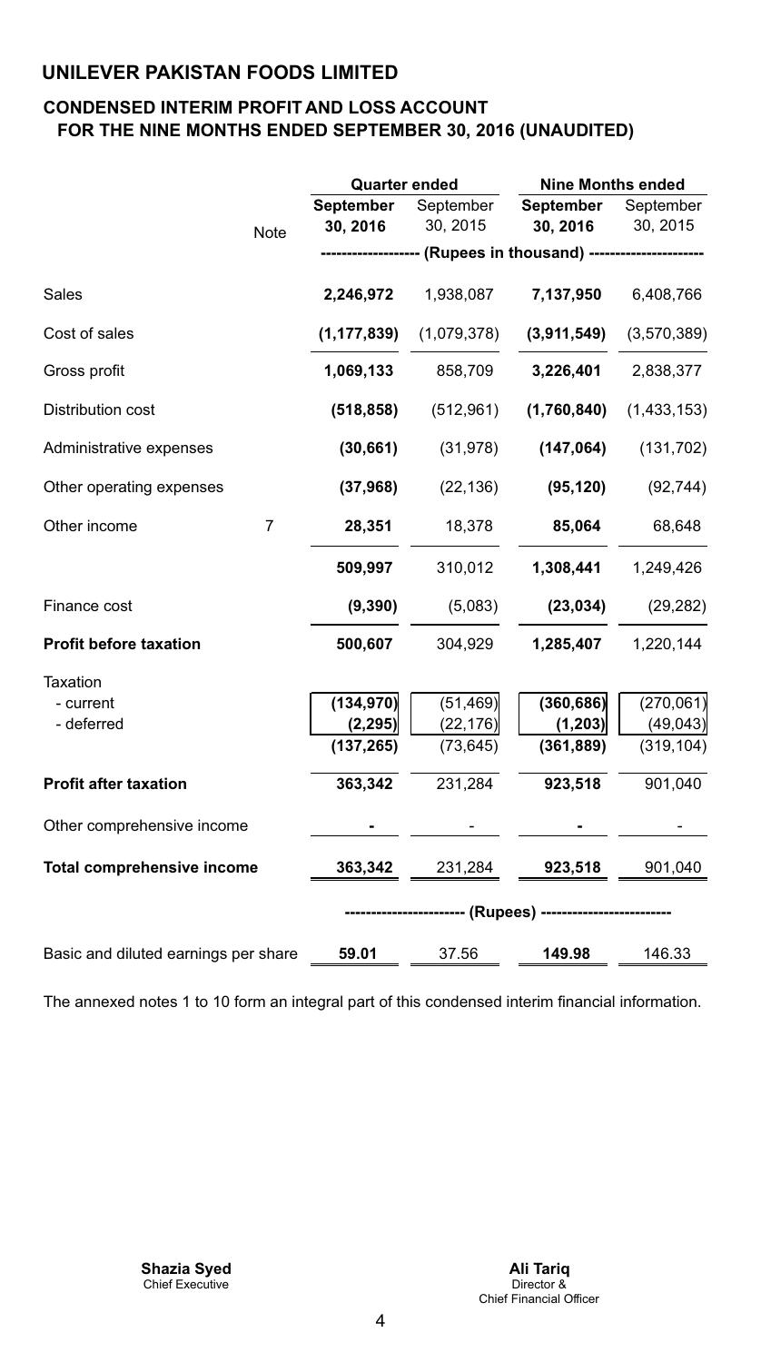# UNILEVER PAKISTAN FOODS LIMITED

## CONDENSED INTERIM PROFIT AND LOSS ACCOUNT FOR THE NINE MONTHS ENDED SEPTEMBER 30, 2016 (UNAUDITED)

| | Note | Quarter ended | | Nine Months ended | |
|---|---|---|---|---|---|
| | | **September 30, 2016** | September 30, 2015 | **September 30, 2016** | September 30, 2015 |
| | | ------------------ (Rupees in thousand) | | --------------------- | |
| Sales | | **2,246,972** | 1,938,087 | **7,137,950** | 6,408,766 |
| Cost of sales | | **(1,177,839)** | (1,079,378) | **(3,911,549)** | (3,570,389) |
| Gross profit | | **1,069,133** | 858,709 | **3,226,401** | 2,838,377 |
| Distribution cost | | **(518,858)** | (512,961) | **(1,760,840)** | (1,433,153) |
| Administrative expenses | | **(30,661)** | (31,978) | **(147,064)** | (131,702) |
| Other operating expenses | | **(37,968)** | (22,136) | **(95,120)** | (92,744) |
| Other income | 7 | **28,351** | 18,378 | **85,064** | 68,648 |
| | | **509,997** | 310,012 | **1,308,441** | 1,249,426 |
| Finance cost | | **(9,390)** | (5,083) | **(23,034)** | (29,282) |
| **Profit before taxation** | | **500,607** | 304,929 | **1,285,407** | 1,220,144 |
| Taxation | | | | | |
| - current | | **(134,970)** | (51,469) | **(360,686)** | (270,061) |
| - deferred | | **(2,295)** | (22,176) | **(1,203)** | (49,043) |
| | | **(137,265)** | (73,645) | **(361,889)** | (319,104) |
| **Profit after taxation** | | **363,342** | 231,284 | **923,518** | 901,040 |
| Other comprehensive income | | **-** | - | **-** | - |
| **Total comprehensive income** | | **363,342** | 231,284 | **923,518** | 901,040 |
| | | ----------------------- (Rupees) | | ------------------------ | |
| Basic and diluted earnings per share | | **59.01** | 37.56 | **149.98** | 146.33 |

The annexed notes 1 to 10 form an integral part of this condensed interim financial information.

**Shazia Syed**
Chief Executive

**Ali Tariq**
Director &
Chief Financial Officer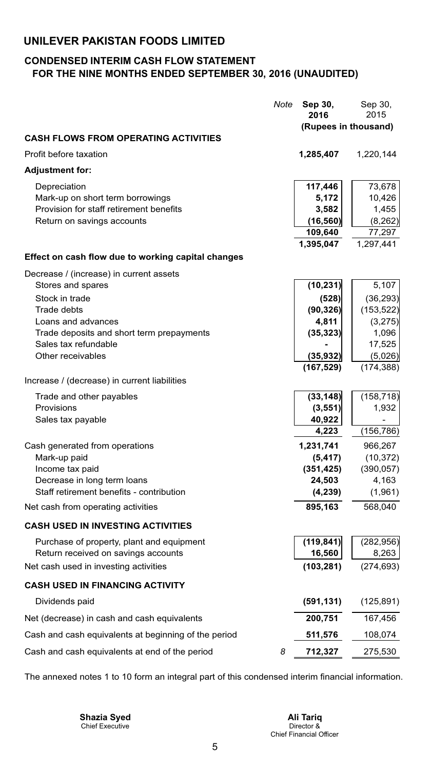# UNILEVER PAKISTAN FOODS LIMITED

## CONDENSED INTERIM CASH FLOW STATEMENT
## FOR THE NINE MONTHS ENDED SEPTEMBER 30, 2016 (UNAUDITED)

| | Note | Sep 30, 2016 | Sep 30, 2015 |
|---|---|---|---|
| | | (Rupees in thousand) | |
| **CASH FLOWS FROM OPERATING ACTIVITIES** | | | |
| Profit before taxation | | **1,285,407** | 1,220,144 |
| **Adjustment for:** | | | |
| Depreciation | | **117,446** | 73,678 |
| Mark-up on short term borrowings | | **5,172** | 10,426 |
| Provision for staff retirement benefits | | **3,582** | 1,455 |
| Return on savings accounts | | **(16,560)** | (8,262) |
| | | **109,640** | 77,297 |
| | | **1,395,047** | 1,297,441 |
| **Effect on cash flow due to working capital changes** | | | |
| Decrease / (increase) in current assets | | | |
| Stores and spares | | **(10,231)** | 5,107 |
| Stock in trade | | **(528)** | (36,293) |
| Trade debts | | **(90,326)** | (153,522) |
| Loans and advances | | **4,811** | (3,275) |
| Trade deposits and short term prepayments | | **(35,323)** | 1,096 |
| Sales tax refundable | | **-** | 17,525 |
| Other receivables | | **(35,932)** | (5,026) |
| | | **(167,529)** | (174,388) |
| Increase / (decrease) in current liabilities | | | |
| Trade and other payables | | **(33,148)** | (158,718) |
| Provisions | | **(3,551)** | 1,932 |
| Sales tax payable | | **40,922** | - |
| | | **4,223** | (156,786) |
| Cash generated from operations | | **1,231,741** | 966,267 |
| Mark-up paid | | **(5,417)** | (10,372) |
| Income tax paid | | **(351,425)** | (390,057) |
| Decrease in long term loans | | **24,503** | 4,163 |
| Staff retirement benefits - contribution | | **(4,239)** | (1,961) |
| Net cash from operating activities | | **895,163** | 568,040 |
| **CASH USED IN INVESTING ACTIVITIES** | | | |
| Purchase of property, plant and equipment | | **(119,841)** | (282,956) |
| Return received on savings accounts | | **16,560** | 8,263 |
| Net cash used in investing activities | | **(103,281)** | (274,693) |
| **CASH USED IN FINANCING ACTIVITY** | | | |
| Dividends paid | | **(591,131)** | (125,891) |
| Net (decrease) in cash and cash equivalents | | **200,751** | 167,456 |
| Cash and cash equivalents at beginning of the period | | **511,576** | 108,074 |
| Cash and cash equivalents at end of the period | 8 | **712,327** | 275,530 |

The annexed notes 1 to 10 form an integral part of this condensed interim financial information.

**Shazia Syed**
Chief Executive

**Ali Tariq**
Director &
Chief Financial Officer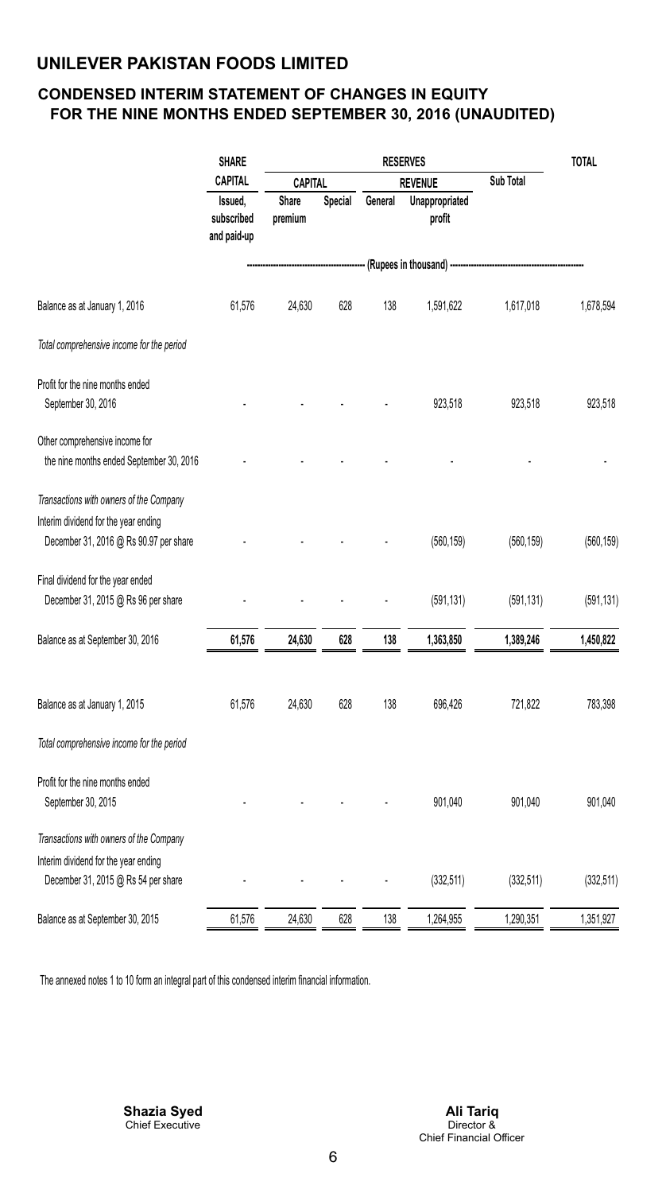## UNILEVER PAKISTAN FOODS LIMITED

### CONDENSED INTERIM STATEMENT OF CHANGES IN EQUITY FOR THE NINE MONTHS ENDED SEPTEMBER 30, 2016 (UNAUDITED)

| | SHARE CAPITAL | RESERVES | | | | | TOTAL |
|---|---|---|---|---|---|---|---|
| | | CAPITAL | | REVENUE | | Sub Total | |
| | Issued, subscribed and paid-up | Share premium | Special | General | Unappropriated profit | | |
| | (Rupees in thousand) | | | | | | |
| Balance as at January 1, 2016 | 61,576 | 24,630 | 628 | 138 | 1,591,622 | 1,617,018 | 1,678,594 |
| *Total comprehensive income for the period* | | | | | | | |
| Profit for the nine months ended September 30, 2016 | - | - | - | - | 923,518 | 923,518 | 923,518 |
| Other comprehensive income for the nine months ended September 30, 2016 | - | - | - | - | - | - | - |
| *Transactions with owners of the Company* | | | | | | | |
| Interim dividend for the year ending December 31, 2016 @ Rs 90.97 per share | - | - | - | - | (560,159) | (560,159) | (560,159) |
| Final dividend for the year ended December 31, 2015 @ Rs 96 per share | - | - | - | - | (591,131) | (591,131) | (591,131) |
| **Balance as at September 30, 2016** | **61,576** | **24,630** | **628** | **138** | **1,363,850** | **1,389,246** | **1,450,822** |
| Balance as at January 1, 2015 | 61,576 | 24,630 | 628 | 138 | 696,426 | 721,822 | 783,398 |
| *Total comprehensive income for the period* | | | | | | | |
| Profit for the nine months ended September 30, 2015 | - | - | - | - | 901,040 | 901,040 | 901,040 |
| *Transactions with owners of the Company* | | | | | | | |
| Interim dividend for the year ending December 31, 2015 @ Rs 54 per share | - | - | - | - | (332,511) | (332,511) | (332,511) |
| Balance as at September 30, 2015 | 61,576 | 24,630 | 628 | 138 | 1,264,955 | 1,290,351 | 1,351,927 |

The annexed notes 1 to 10 form an integral part of this condensed interim financial information.

**Shazia Syed**
Chief Executive

**Ali Tariq**
Director &
Chief Financial Officer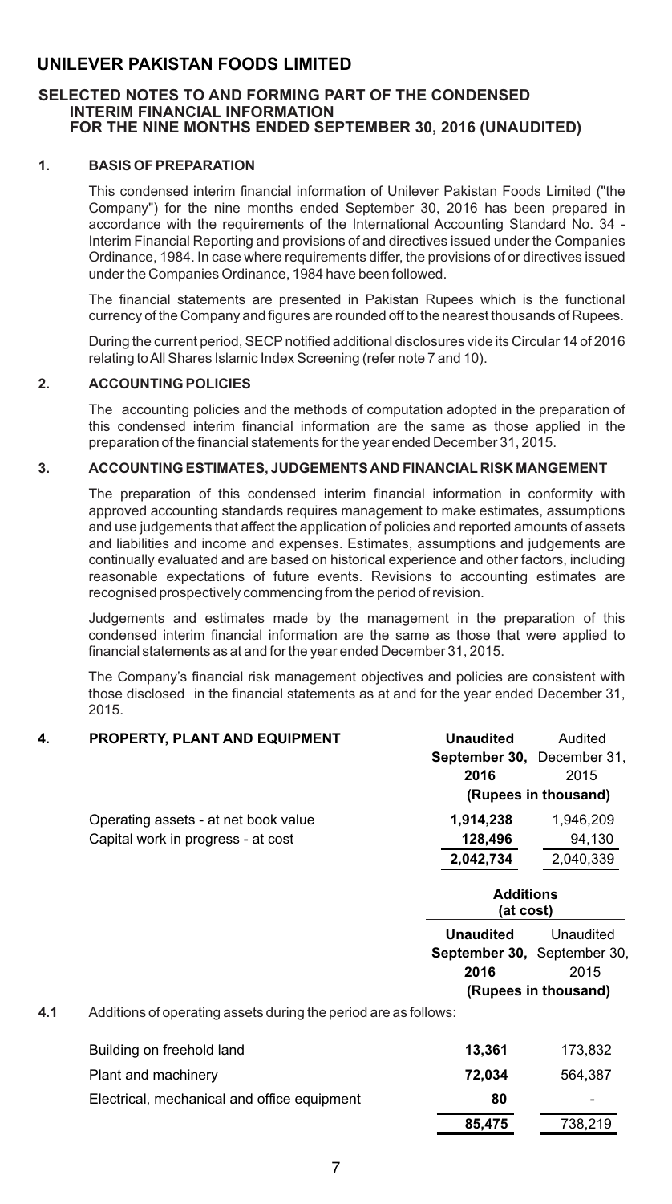# UNILEVER PAKISTAN FOODS LIMITED

## SELECTED NOTES TO AND FORMING PART OF THE CONDENSED INTERIM FINANCIAL INFORMATION FOR THE NINE MONTHS ENDED SEPTEMBER 30, 2016 (UNAUDITED)

### 1. BASIS OF PREPARATION

This condensed interim financial information of Unilever Pakistan Foods Limited ("the Company") for the nine months ended September 30, 2016 has been prepared in accordance with the requirements of the International Accounting Standard No. 34 - Interim Financial Reporting and provisions of and directives issued under the Companies Ordinance, 1984. In case where requirements differ, the provisions of or directives issued under the Companies Ordinance, 1984 have been followed.

The financial statements are presented in Pakistan Rupees which is the functional currency of the Company and figures are rounded off to the nearest thousands of Rupees.

During the current period, SECP notified additional disclosures vide its Circular 14 of 2016 relating to All Shares Islamic Index Screening (refer note 7 and 10).

### 2. ACCOUNTING POLICIES

The accounting policies and the methods of computation adopted in the preparation of this condensed interim financial information are the same as those applied in the preparation of the financial statements for the year ended December 31, 2015.

### 3. ACCOUNTING ESTIMATES, JUDGEMENTS AND FINANCIAL RISK MANGEMENT

The preparation of this condensed interim financial information in conformity with approved accounting standards requires management to make estimates, assumptions and use judgements that affect the application of policies and reported amounts of assets and liabilities and income and expenses. Estimates, assumptions and judgements are continually evaluated and are based on historical experience and other factors, including reasonable expectations of future events. Revisions to accounting estimates are recognised prospectively commencing from the period of revision.

Judgements and estimates made by the management in the preparation of this condensed interim financial information are the same as those that were applied to financial statements as at and for the year ended December 31, 2015.

The Company's financial risk management objectives and policies are consistent with those disclosed in the financial statements as at and for the year ended December 31, 2015.

### 4. PROPERTY, PLANT AND EQUIPMENT

| | **Unaudited September 30, 2016** | Audited December 31, 2015 |
|---|---|---|
| | **(Rupees in thousand)** | |
| Operating assets - at net book value | **1,914,238** | 1,946,209 |
| Capital work in progress - at cost | **128,496** | 94,130 |
| | **2,042,734** | 2,040,339 |

**4.1** Additions of operating assets during the period are as follows:

| | **Additions (at cost)** | |
|---|---|---|
| | **Unaudited September 30, 2016** | Unaudited September 30, 2015 |
| | **(Rupees in thousand)** | |
| Building on freehold land | **13,361** | 173,832 |
| Plant and machinery | **72,034** | 564,387 |
| Electrical, mechanical and office equipment | **80** | - |
| | **85,475** | 738,219 |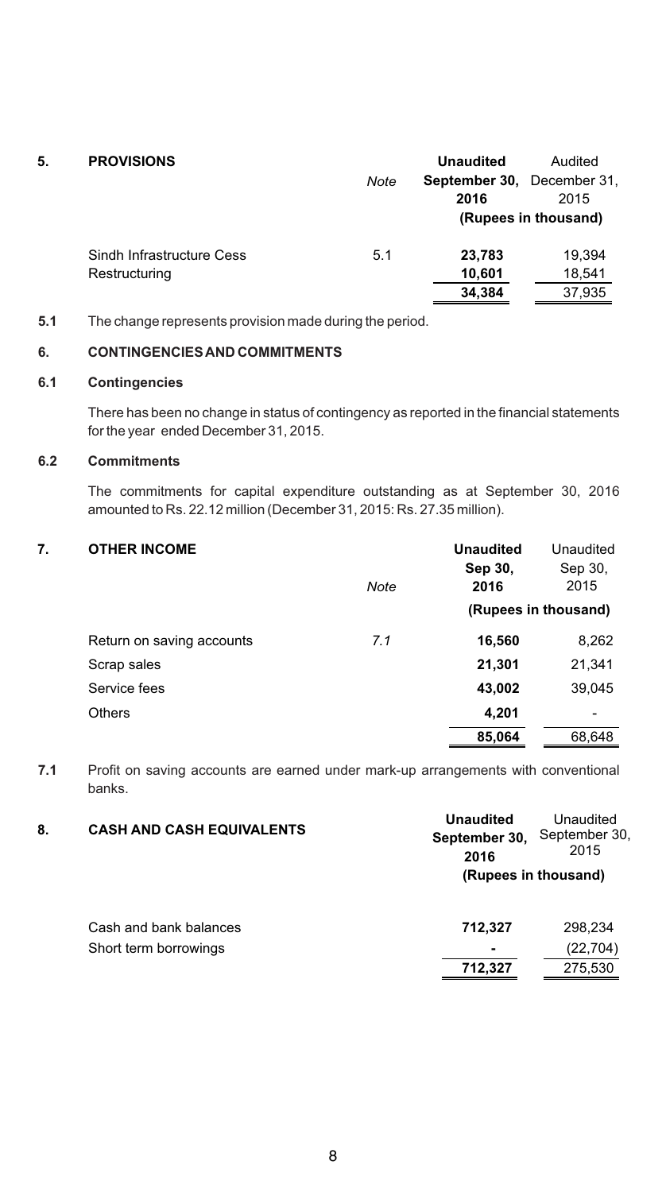## 5. PROVISIONS

| | Note | Unaudited September 30, 2016 | Audited December 31, 2015 |
|---|---|---|---|
| | | (Rupees in thousand) | |
| Sindh Infrastructure Cess | 5.1 | **23,783** | 19,394 |
| Restructuring | | **10,601** | 18,541 |
| | | **34,384** | 37,935 |

**5.1** The change represents provision made during the period.

## 6. CONTINGENCIES AND COMMITMENTS

### 6.1 Contingencies

There has been no change in status of contingency as reported in the financial statements for the year ended December 31, 2015.

### 6.2 Commitments

The commitments for capital expenditure outstanding as at September 30, 2016 amounted to Rs. 22.12 million (December 31, 2015: Rs. 27.35 million).

## 7. OTHER INCOME

| | Note | Unaudited Sep 30, 2016 | Unaudited Sep 30, 2015 |
|---|---|---|---|
| | | (Rupees in thousand) | |
| Return on saving accounts | *7.1* | **16,560** | 8,262 |
| Scrap sales | | **21,301** | 21,341 |
| Service fees | | **43,002** | 39,045 |
| Others | | **4,201** | - |
| | | **85,064** | 68,648 |

**7.1** Profit on saving accounts are earned under mark-up arrangements with conventional banks.

## 8. CASH AND CASH EQUIVALENTS

| | Unaudited September 30, 2016 | Unaudited September 30, 2015 |
|---|---|---|
| | (Rupees in thousand) | |
| Cash and bank balances | **712,327** | 298,234 |
| Short term borrowings | **-** | (22,704) |
| | **712,327** | 275,530 |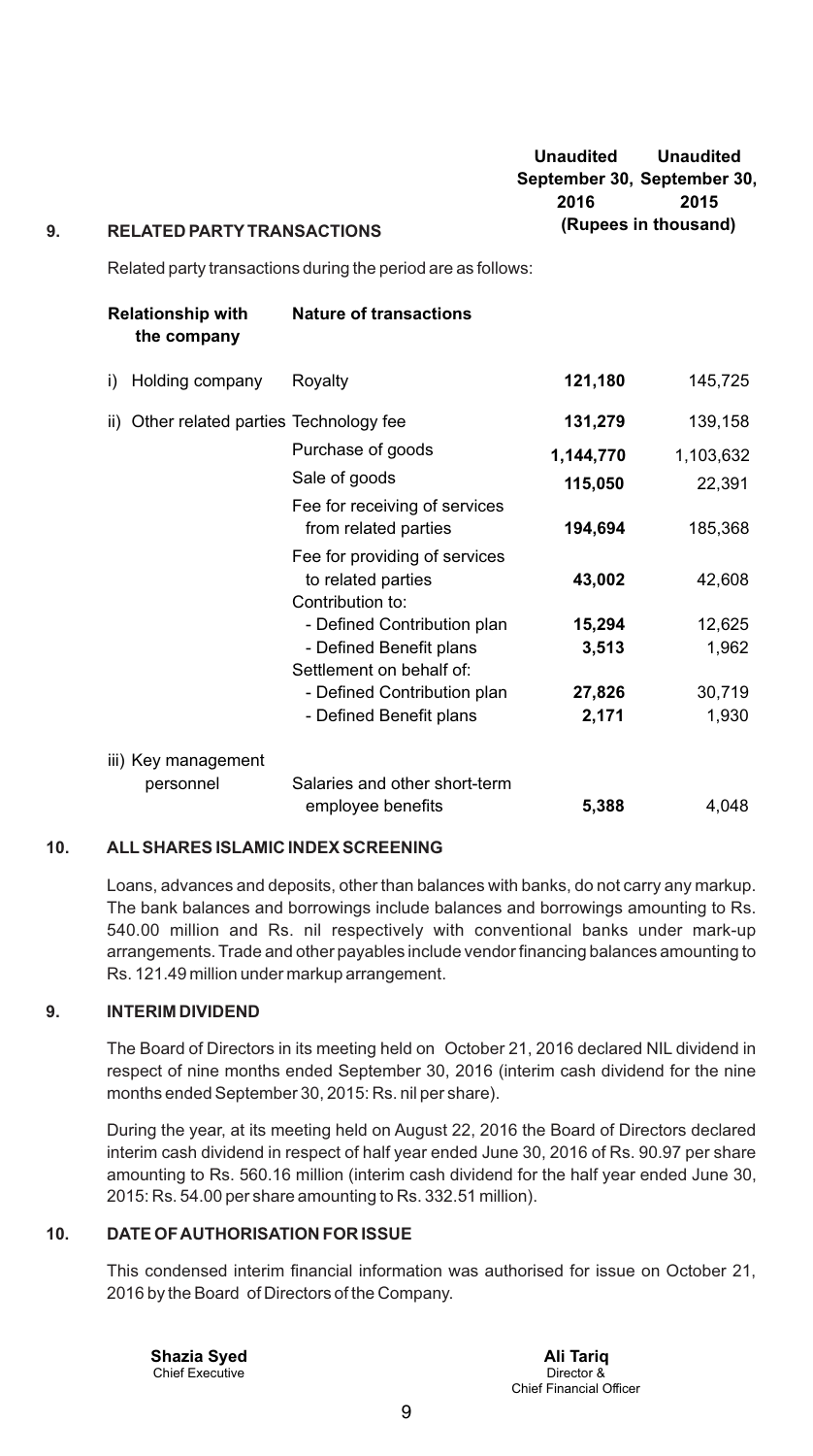## 9. RELATED PARTY TRANSACTIONS

Related party transactions during the period are as follows:

| Relationship with the company | Nature of transactions | Unaudited September 30, 2016 | Unaudited September 30, 2015 |
|---|---|---|---|
| | | (Rupees in thousand) | |
| i) Holding company | Royalty | **121,180** | 145,725 |
| ii) Other related parties | Technology fee | **131,279** | 139,158 |
| | Purchase of goods | **1,144,770** | 1,103,632 |
| | Sale of goods | **115,050** | 22,391 |
| | Fee for receiving of services from related parties | **194,694** | 185,368 |
| | Fee for providing of services to related parties | **43,002** | 42,608 |
| | Contribution to: | | |
| | - Defined Contribution plan | **15,294** | 12,625 |
| | - Defined Benefit plans | **3,513** | 1,962 |
| | Settlement on behalf of: | | |
| | - Defined Contribution plan | **27,826** | 30,719 |
| | - Defined Benefit plans | **2,171** | 1,930 |
| iii) Key management personnel | Salaries and other short-term employee benefits | **5,388** | 4,048 |

## 10. ALL SHARES ISLAMIC INDEX SCREENING

Loans, advances and deposits, other than balances with banks, do not carry any markup. The bank balances and borrowings include balances and borrowings amounting to Rs. 540.00 million and Rs. nil respectively with conventional banks under mark-up arrangements. Trade and other payables include vendor financing balances amounting to Rs. 121.49 million under markup arrangement.

## 9. INTERIM DIVIDEND

The Board of Directors in its meeting held on October 21, 2016 declared NIL dividend in respect of nine months ended September 30, 2016 (interim cash dividend for the nine months ended September 30, 2015: Rs. nil per share).

During the year, at its meeting held on August 22, 2016 the Board of Directors declared interim cash dividend in respect of half year ended June 30, 2016 of Rs. 90.97 per share amounting to Rs. 560.16 million (interim cash dividend for the half year ended June 30, 2015: Rs. 54.00 per share amounting to Rs. 332.51 million).

## 10. DATE OF AUTHORISATION FOR ISSUE

This condensed interim financial information was authorised for issue on October 21, 2016 by the Board of Directors of the Company.

**Shazia Syed**
Chief Executive

**Ali Tariq**
Director &
Chief Financial Officer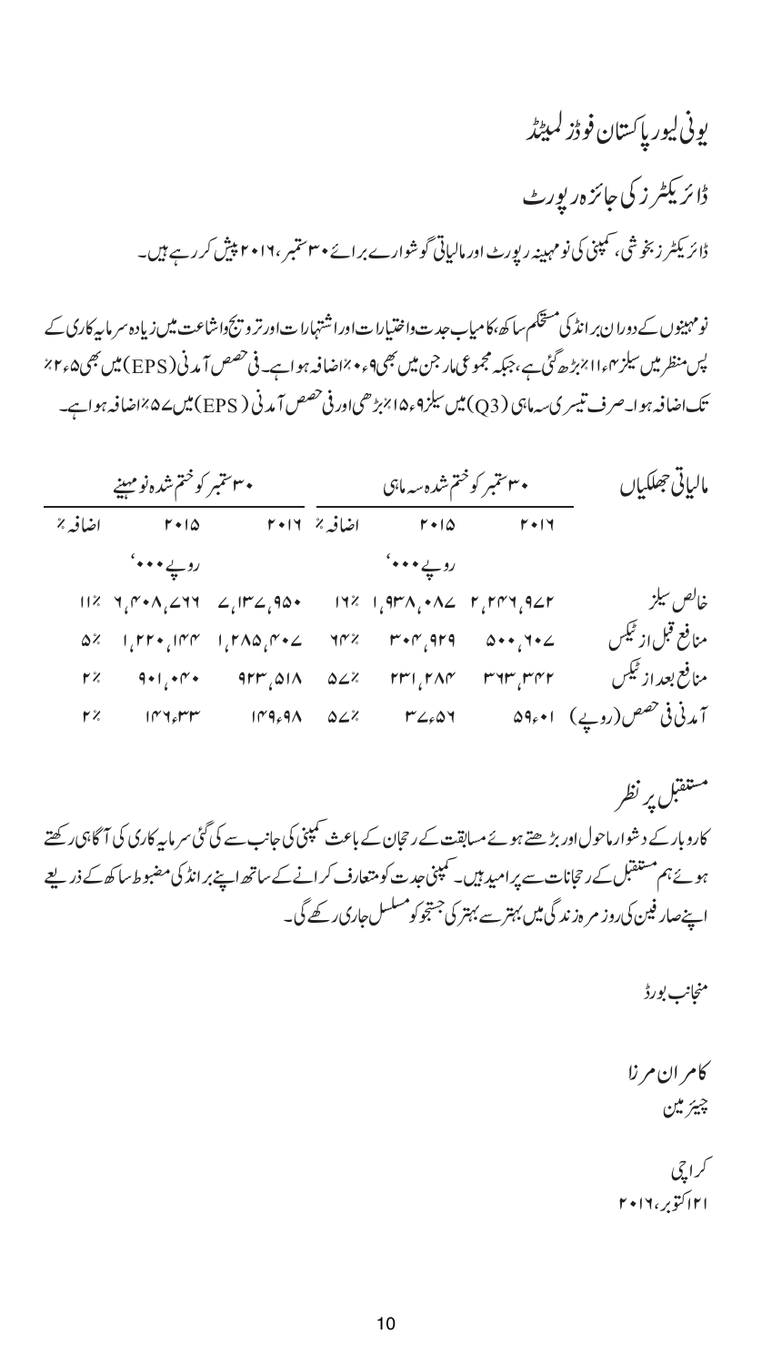# یونی لیور پاکستان فوڈز لمیٹڈ

## ڈائریکٹرز کی جائزہ رپورٹ

ڈائریکٹرز بخوشی، کمپنی کی نو مہینہ رپورٹ اور مالیاتی گوشوارے برائے ۳۰ ستمبر، ۲۰۱۶ پیش کر رہے ہیں۔

نو مہینوں کے دوران برانڈ کی مستحکم ساکھ، کامیاب جدت واختیارات اور اشتہارات اور ترویج واشاعت میں زیادہ سرمایہ کاری کے پس منظر میں سیلز ۴ء۱۱٪ بڑھ گئی ہے، جبکہ مجموعی مارجن میں بھی ۹ء۰٪ اضافہ ہوا ہے۔ فی حصص آمدنی (EPS) میں بھی ۵ء۲٪ تک اضافہ ہوا۔ صرف تیسری سہ ماہی (Q3) میں سیلز ۹ء۱۵٪ بڑھی اور فی حصص آمدنی (EPS) میں ۵۷٪ اضافہ ہوا ہے۔

| مالیاتی جھلکیاں | ۳۰ ستمبر کو ختم شدہ سہ ماہی | | | ۳۰ ستمبر کو ختم شدہ نو مہینے | | |
|---|---|---|---|---|---|---|
| | ۲۰۱۶ | ۲۰۱۵ | اضافہ ٪ | ۲۰۱۶ | ۲۰۱۵ | اضافہ ٪ |
| | روپے ۰۰۰' | | | روپے ۰۰۰' | | |
| خالص سیلز | ۲,۲۴۶,۹۴۷ | ۱,۹۳۸,۰۸۷ | ۱۶٪ | ۷,۱۳۷,۹۵۰ | ۶,۴۰۸,۷۶۶ | ۱۱٪ |
| منافع قبل از ٹیکس | ۵۰۰,۶۰۷ | ۳۰۴,۹۲۹ | ۶۴٪ | ۱,۲۸۵,۴۰۷ | ۱,۲۲۰,۱۴۴ | ۵٪ |
| منافع بعد از ٹیکس | ۳۶۳,۳۴۲ | ۲۳۱,۲۸۴ | ۵۷٪ | ۹۲۳,۵۱۸ | ۹۰۱,۰۴۰ | ۲٪ |
| آمدنی فی حصص (روپے) | ۵۹ء۰۱ | ۳۷ء۵۶ | ۵۷٪ | ۱۴۹ء۹۸ | ۱۴۶ء۳۳ | ۲٪ |

## مستقبل پر نظر

کاروبار کے دشوار ماحول اور بڑھتے ہوئے مسابقت کے رجحان کے باعث کمپنی کی جانب سے کی گئی سرمایہ کاری کی آگاہی رکھتے ہوئے ہم مستقبل کے رجحانات سے پرامید ہیں۔ کمپنی جدت کو متعارف کرانے کے ساتھ اپنے برانڈ کی مضبوط ساکھ کے ذریعے اپنے صارفین کی روز مرہ زندگی میں بہتر سے بہتر کی جستجو کو مسلسل جاری رکھے گی۔

منجانب بورڈ

**کامران مرزا**
چیئرمین

کراچی
۲۱ اکتوبر، ۲۰۱۶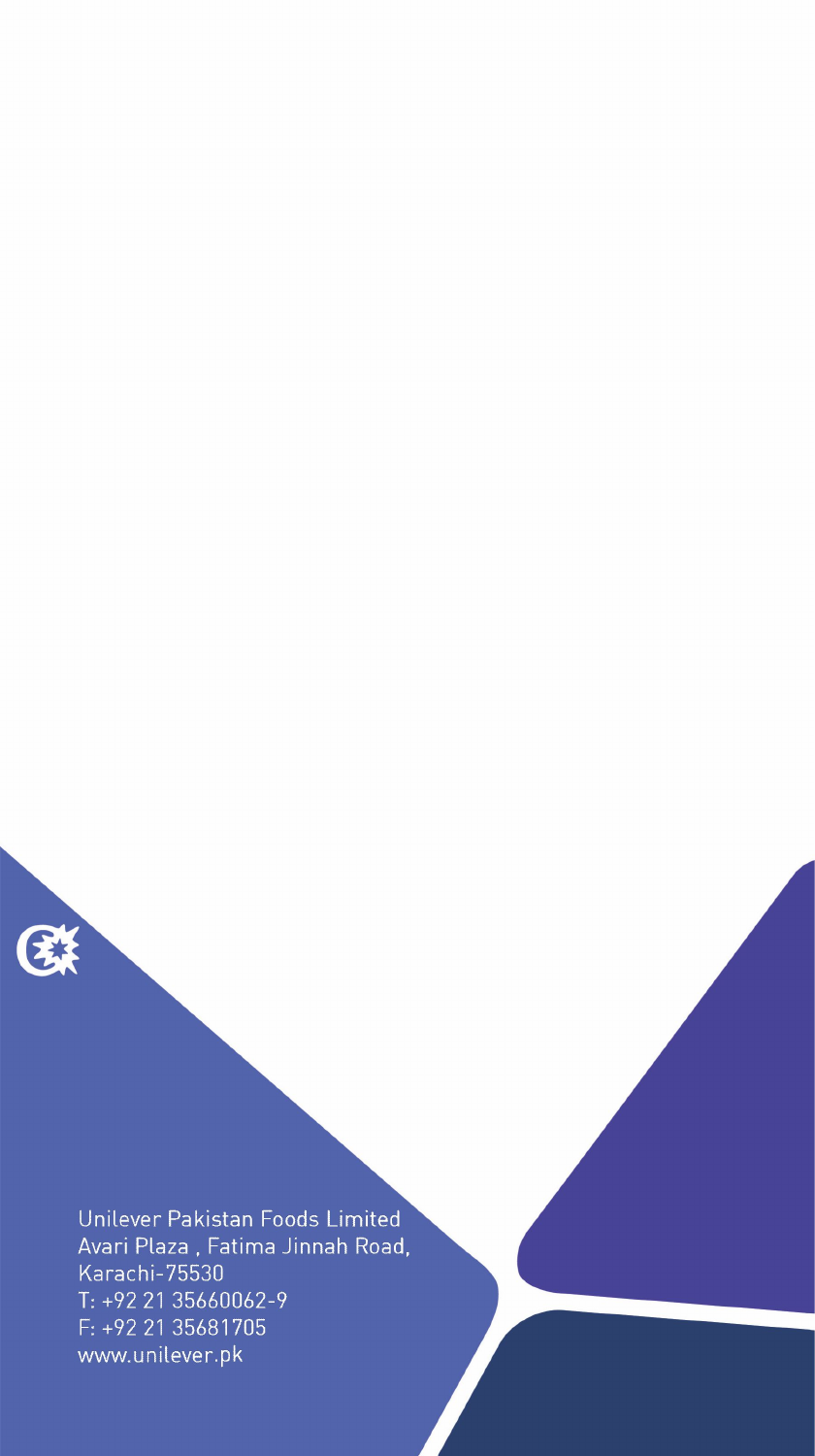Unilever Pakistan Foods Limited
Avari Plaza , Fatima Jinnah Road,
Karachi-75530
T: +92 21 35660062-9
F: +92 21 35681705
www.unilever.pk